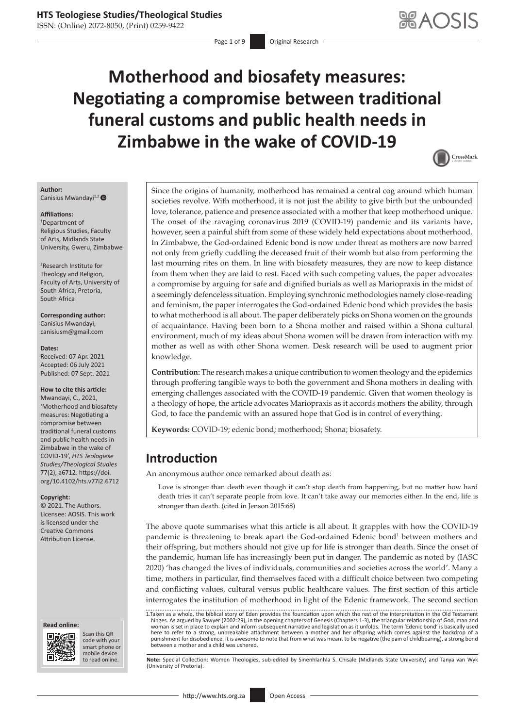# Motherhood and biosafety measures: Negotiating a compromise between traditional funeral customs and public health needs in Zimbabwe in the wake of COVID-19

**Author:**
Canisius Mwandayi[1,2]

**Affiliations:**
[1]Department of Religious Studies, Faculty of Arts, Midlands State University, Gweru, Zimbabwe

[2]Research Institute for Theology and Religion, Faculty of Arts, University of South Africa, Pretoria, South Africa

**Corresponding author:**
Canisius Mwandayi,
canisiusm@gmail.com

**Dates:**
Received: 07 Apr. 2021
Accepted: 06 July 2021
Published: 07 Sept. 2021

**How to cite this article:**
Mwandayi, C., 2021, 'Motherhood and biosafety measures: Negotiating a compromise between traditional funeral customs and public health needs in Zimbabwe in the wake of COVID-19', *HTS Teologiese Studies/Theological Studies* 77(2), a6712. https://doi.org/10.4102/hts.v77i2.6712

**Copyright:**
© 2021. The Authors. Licensee: AOSIS. This work is licensed under the Creative Commons Attribution License.

Since the origins of humanity, motherhood has remained a central cog around which human societies revolve. With motherhood, it is not just the ability to give birth but the unbounded love, tolerance, patience and presence associated with a mother that keep motherhood unique. The onset of the ravaging coronavirus 2019 (COVID-19) pandemic and its variants have, however, seen a painful shift from some of these widely held expectations about motherhood. In Zimbabwe, the God-ordained Edenic bond is now under threat as mothers are now barred not only from griefly cuddling the deceased fruit of their womb but also from performing the last mourning rites on them. In line with biosafety measures, they are now to keep distance from them when they are laid to rest. Faced with such competing values, the paper advocates a compromise by arguing for safe and dignified burials as well as Mariopraxis in the midst of a seemingly defenceless situation. Employing synchronic methodologies namely close-reading and feminism, the paper interrogates the God-ordained Edenic bond which provides the basis to what motherhood is all about. The paper deliberately picks on Shona women on the grounds of acquaintance. Having been born to a Shona mother and raised within a Shona cultural environment, much of my ideas about Shona women will be drawn from interaction with my mother as well as with other Shona women. Desk research will be used to augment prior knowledge.

**Contribution:** The research makes a unique contribution to women theology and the epidemics through proffering tangible ways to both the government and Shona mothers in dealing with emerging challenges associated with the COVID-19 pandemic. Given that women theology is a theology of hope, the article advocates Mariopraxis as it accords mothers the ability, through God, to face the pandemic with an assured hope that God is in control of everything.

**Keywords:** COVID-19; edenic bond; motherhood; Shona; biosafety.

## Introduction

An anonymous author once remarked about death as:

> Love is stronger than death even though it can't stop death from happening, but no matter how hard death tries it can't separate people from love. It can't take away our memories either. In the end, life is stronger than death. (cited in Jenson 2015:68)

The above quote summarises what this article is all about. It grapples with how the COVID-19 pandemic is threatening to break apart the God-ordained Edenic bond[1] between mothers and their offspring, but mothers should not give up for life is stronger than death. Since the onset of the pandemic, human life has increasingly been put in danger. The pandemic as noted by (IASC 2020) 'has changed the lives of individuals, communities and societies across the world'. Many a time, mothers in particular, find themselves faced with a difficult choice between two competing and conflicting values, cultural versus public healthcare values. The first section of this article interrogates the institution of motherhood in light of the Edenic framework. The second section

1.Taken as a whole, the biblical story of Eden provides the foundation upon which the rest of the interpretation in the Old Testament hinges. As argued by Sawyer (2002:29), in the opening chapters of Genesis (Chapters 1-3), the triangular relationship of God, man and woman is set in place to explain and inform subsequent narrative and legislation as it unfolds. The term 'Edenic bond' is basically used here to refer to a strong, unbreakable attachment between a mother and her offspring which comes against the backdrop of a punishment for disobedience. It is awesome to note that from what was meant to be negative (the pain of childbearing), a strong bond between a mother and a child was ushered.

**Note:** Special Collection: Women Theologies, sub-edited by Sinenhlanhla S. Chisale (Midlands State University) and Tanya van Wyk (University of Pretoria).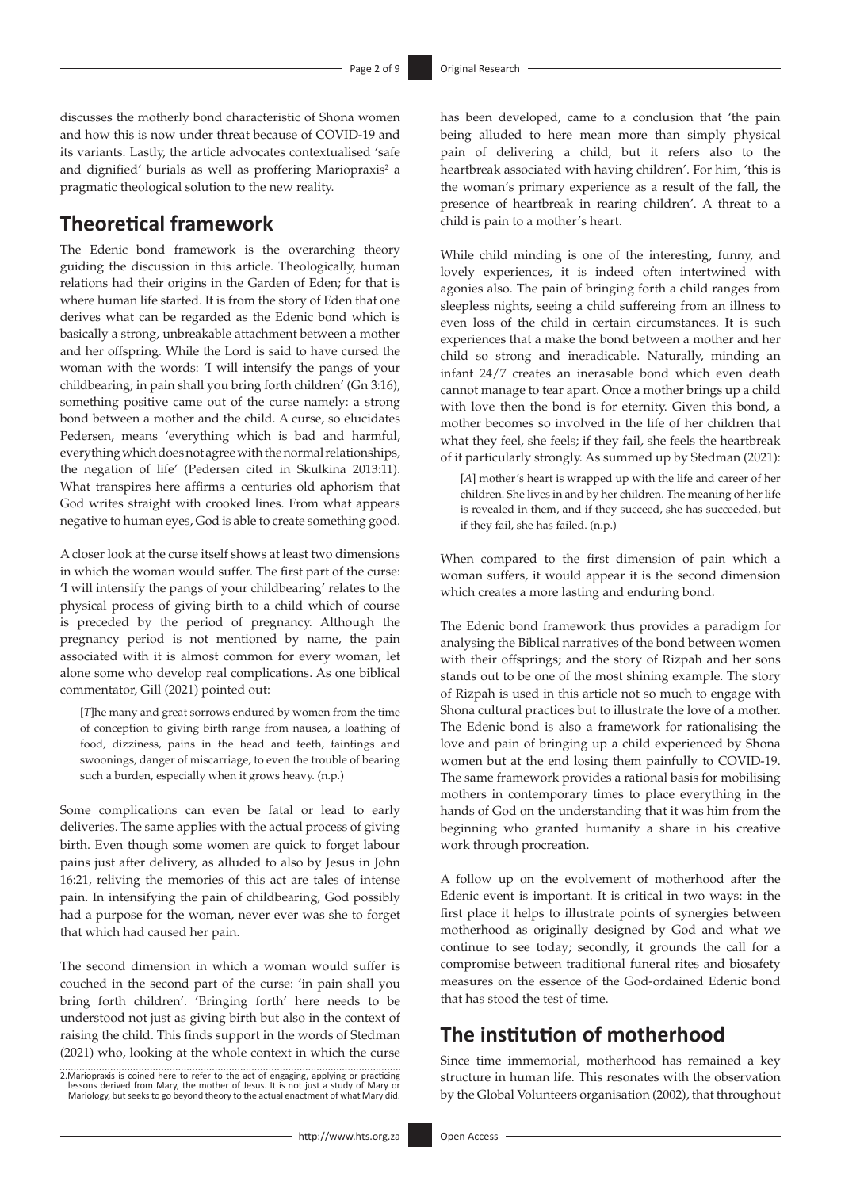discusses the motherly bond characteristic of Shona women and how this is now under threat because of COVID-19 and its variants. Lastly, the article advocates contextualised 'safe and dignified' burials as well as proffering Mariopraxis[2] a pragmatic theological solution to the new reality.

## Theoretical framework

The Edenic bond framework is the overarching theory guiding the discussion in this article. Theologically, human relations had their origins in the Garden of Eden; for that is where human life started. It is from the story of Eden that one derives what can be regarded as the Edenic bond which is basically a strong, unbreakable attachment between a mother and her offspring. While the Lord is said to have cursed the woman with the words: 'I will intensify the pangs of your childbearing; in pain shall you bring forth children' (Gn 3:16), something positive came out of the curse namely: a strong bond between a mother and the child. A curse, so elucidates Pedersen, means 'everything which is bad and harmful, everything which does not agree with the normal relationships, the negation of life' (Pedersen cited in Skulkina 2013:11). What transpires here affirms a centuries old aphorism that God writes straight with crooked lines. From what appears negative to human eyes, God is able to create something good.

A closer look at the curse itself shows at least two dimensions in which the woman would suffer. The first part of the curse: 'I will intensify the pangs of your childbearing' relates to the physical process of giving birth to a child which of course is preceded by the period of pregnancy. Although the pregnancy period is not mentioned by name, the pain associated with it is almost common for every woman, let alone some who develop real complications. As one biblical commentator, Gill (2021) pointed out:

> [*T*]he many and great sorrows endured by women from the time of conception to giving birth range from nausea, a loathing of food, dizziness, pains in the head and teeth, faintings and swoonings, danger of miscarriage, to even the trouble of bearing such a burden, especially when it grows heavy. (n.p.)

Some complications can even be fatal or lead to early deliveries. The same applies with the actual process of giving birth. Even though some women are quick to forget labour pains just after delivery, as alluded to also by Jesus in John 16:21, reliving the memories of this act are tales of intense pain. In intensifying the pain of childbearing, God possibly had a purpose for the woman, never ever was she to forget that which had caused her pain.

The second dimension in which a woman would suffer is couched in the second part of the curse: 'in pain shall you bring forth children'. 'Bringing forth' here needs to be understood not just as giving birth but also in the context of raising the child. This finds support in the words of Stedman (2021) who, looking at the whole context in which the curse has been developed, came to a conclusion that 'the pain being alluded to here mean more than simply physical pain of delivering a child, but it refers also to the heartbreak associated with having children'. For him, 'this is the woman's primary experience as a result of the fall, the presence of heartbreak in rearing children'. A threat to a child is pain to a mother's heart.

While child minding is one of the interesting, funny, and lovely experiences, it is indeed often intertwined with agonies also. The pain of bringing forth a child ranges from sleepless nights, seeing a child suffereing from an illness to even loss of the child in certain circumstances. It is such experiences that a make the bond between a mother and her child so strong and ineradicable. Naturally, minding an infant 24/7 creates an inerasable bond which even death cannot manage to tear apart. Once a mother brings up a child with love then the bond is for eternity. Given this bond, a mother becomes so involved in the life of her children that what they feel, she feels; if they fail, she feels the heartbreak of it particularly strongly. As summed up by Stedman (2021):

> [*A*] mother's heart is wrapped up with the life and career of her children. She lives in and by her children. The meaning of her life is revealed in them, and if they succeed, she has succeeded, but if they fail, she has failed. (n.p.)

When compared to the first dimension of pain which a woman suffers, it would appear it is the second dimension which creates a more lasting and enduring bond.

The Edenic bond framework thus provides a paradigm for analysing the Biblical narratives of the bond between women with their offsprings; and the story of Rizpah and her sons stands out to be one of the most shining example. The story of Rizpah is used in this article not so much to engage with Shona cultural practices but to illustrate the love of a mother. The Edenic bond is also a framework for rationalising the love and pain of bringing up a child experienced by Shona women but at the end losing them painfully to COVID-19. The same framework provides a rational basis for mobilising mothers in contemporary times to place everything in the hands of God on the understanding that it was him from the beginning who granted humanity a share in his creative work through procreation.

A follow up on the evolvement of motherhood after the Edenic event is important. It is critical in two ways: in the first place it helps to illustrate points of synergies between motherhood as originally designed by God and what we continue to see today; secondly, it grounds the call for a compromise between traditional funeral rites and biosafety measures on the essence of the God-ordained Edenic bond that has stood the test of time.

## The institution of motherhood

Since time immemorial, motherhood has remained a key structure in human life. This resonates with the observation by the Global Volunteers organisation (2002), that throughout

2. Mariopraxis is coined here to refer to the act of engaging, applying or practicing lessons derived from Mary, the mother of Jesus. It is not just a study of Mary or Mariology, but seeks to go beyond theory to the actual enactment of what Mary did.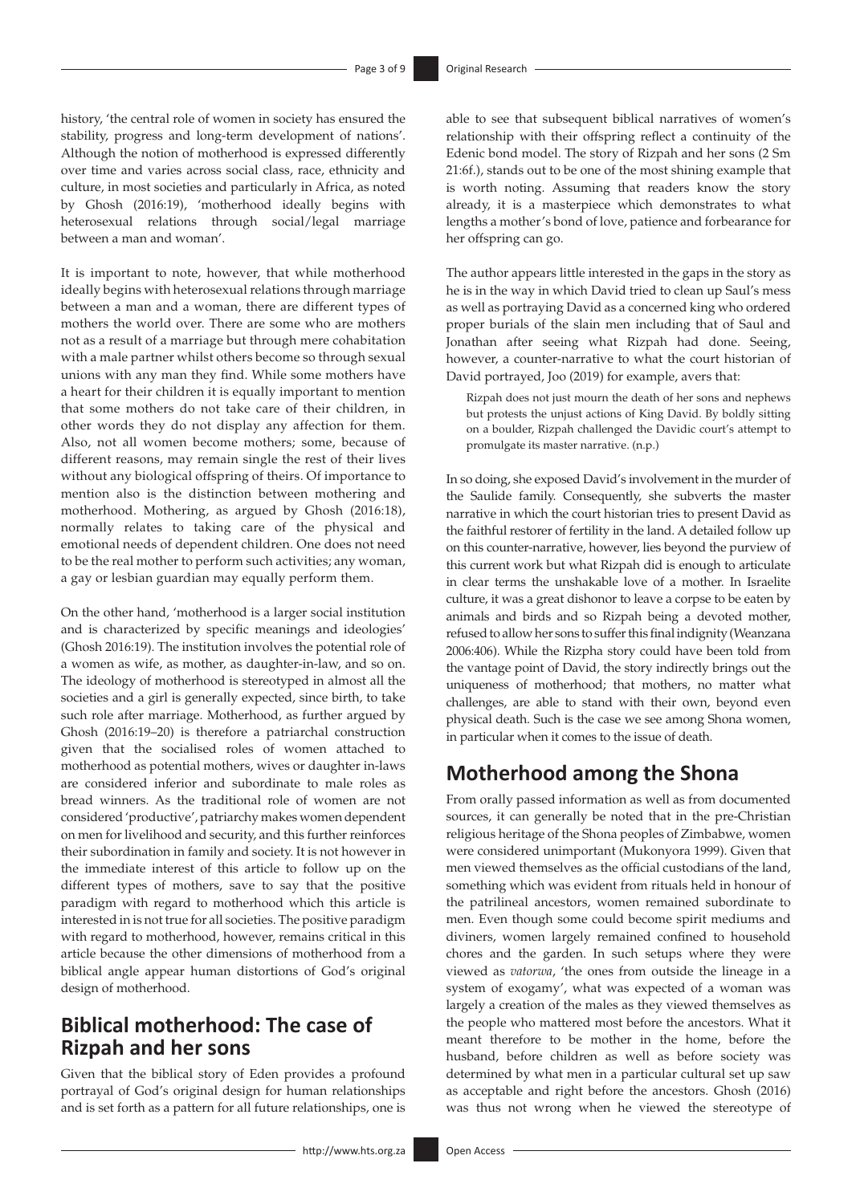history, 'the central role of women in society has ensured the stability, progress and long-term development of nations'. Although the notion of motherhood is expressed differently over time and varies across social class, race, ethnicity and culture, in most societies and particularly in Africa, as noted by Ghosh (2016:19), 'motherhood ideally begins with heterosexual relations through social/legal marriage between a man and woman'.

It is important to note, however, that while motherhood ideally begins with heterosexual relations through marriage between a man and a woman, there are different types of mothers the world over. There are some who are mothers not as a result of a marriage but through mere cohabitation with a male partner whilst others become so through sexual unions with any man they find. While some mothers have a heart for their children it is equally important to mention that some mothers do not take care of their children, in other words they do not display any affection for them. Also, not all women become mothers; some, because of different reasons, may remain single the rest of their lives without any biological offspring of theirs. Of importance to mention also is the distinction between mothering and motherhood. Mothering, as argued by Ghosh (2016:18), normally relates to taking care of the physical and emotional needs of dependent children. One does not need to be the real mother to perform such activities; any woman, a gay or lesbian guardian may equally perform them.

On the other hand, 'motherhood is a larger social institution and is characterized by specific meanings and ideologies' (Ghosh 2016:19). The institution involves the potential role of a women as wife, as mother, as daughter-in-law, and so on. The ideology of motherhood is stereotyped in almost all the societies and a girl is generally expected, since birth, to take such role after marriage. Motherhood, as further argued by Ghosh (2016:19–20) is therefore a patriarchal construction given that the socialised roles of women attached to motherhood as potential mothers, wives or daughter in-laws are considered inferior and subordinate to male roles as bread winners. As the traditional role of women are not considered 'productive', patriarchy makes women dependent on men for livelihood and security, and this further reinforces their subordination in family and society. It is not however in the immediate interest of this article to follow up on the different types of mothers, save to say that the positive paradigm with regard to motherhood which this article is interested in is not true for all societies. The positive paradigm with regard to motherhood, however, remains critical in this article because the other dimensions of motherhood from a biblical angle appear human distortions of God's original design of motherhood.

## Biblical motherhood: The case of Rizpah and her sons

Given that the biblical story of Eden provides a profound portrayal of God's original design for human relationships and is set forth as a pattern for all future relationships, one is able to see that subsequent biblical narratives of women's relationship with their offspring reflect a continuity of the Edenic bond model. The story of Rizpah and her sons (2 Sm 21:6f.), stands out to be one of the most shining example that is worth noting. Assuming that readers know the story already, it is a masterpiece which demonstrates to what lengths a mother's bond of love, patience and forbearance for her offspring can go.

The author appears little interested in the gaps in the story as he is in the way in which David tried to clean up Saul's mess as well as portraying David as a concerned king who ordered proper burials of the slain men including that of Saul and Jonathan after seeing what Rizpah had done. Seeing, however, a counter-narrative to what the court historian of David portrayed, Joo (2019) for example, avers that:

> Rizpah does not just mourn the death of her sons and nephews but protests the unjust actions of King David. By boldly sitting on a boulder, Rizpah challenged the Davidic court's attempt to promulgate its master narrative. (n.p.)

In so doing, she exposed David's involvement in the murder of the Saulide family. Consequently, she subverts the master narrative in which the court historian tries to present David as the faithful restorer of fertility in the land. A detailed follow up on this counter-narrative, however, lies beyond the purview of this current work but what Rizpah did is enough to articulate in clear terms the unshakable love of a mother. In Israelite culture, it was a great dishonor to leave a corpse to be eaten by animals and birds and so Rizpah being a devoted mother, refused to allow her sons to suffer this final indignity (Weanzana 2006:406). While the Rizpha story could have been told from the vantage point of David, the story indirectly brings out the uniqueness of motherhood; that mothers, no matter what challenges, are able to stand with their own, beyond even physical death. Such is the case we see among Shona women, in particular when it comes to the issue of death.

## Motherhood among the Shona

From orally passed information as well as from documented sources, it can generally be noted that in the pre-Christian religious heritage of the Shona peoples of Zimbabwe, women were considered unimportant (Mukonyora 1999). Given that men viewed themselves as the official custodians of the land, something which was evident from rituals held in honour of the patrilineal ancestors, women remained subordinate to men. Even though some could become spirit mediums and diviners, women largely remained confined to household chores and the garden. In such setups where they were viewed as *vatorwa*, 'the ones from outside the lineage in a system of exogamy', what was expected of a woman was largely a creation of the males as they viewed themselves as the people who mattered most before the ancestors. What it meant therefore to be mother in the home, before the husband, before children as well as before society was determined by what men in a particular cultural set up saw as acceptable and right before the ancestors. Ghosh (2016) was thus not wrong when he viewed the stereotype of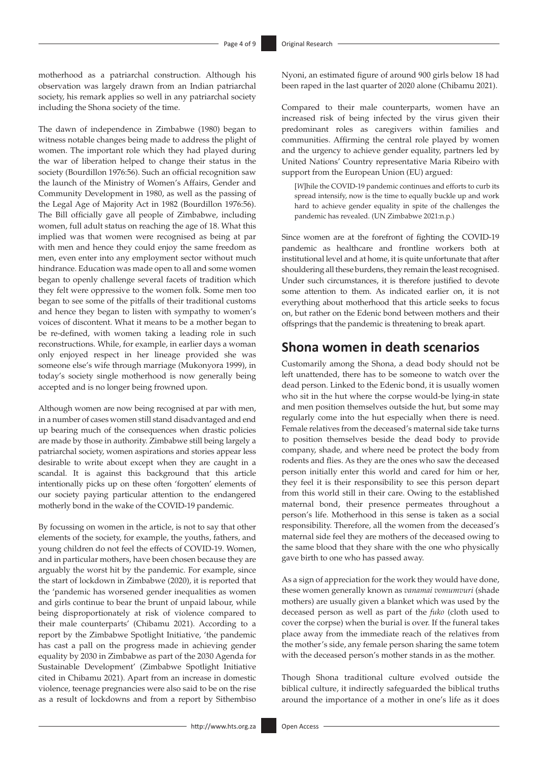motherhood as a patriarchal construction. Although his observation was largely drawn from an Indian patriarchal society, his remark applies so well in any patriarchal society including the Shona society of the time.

The dawn of independence in Zimbabwe (1980) began to witness notable changes being made to address the plight of women. The important role which they had played during the war of liberation helped to change their status in the society (Bourdillon 1976:56). Such an official recognition saw the launch of the Ministry of Women's Affairs, Gender and Community Development in 1980, as well as the passing of the Legal Age of Majority Act in 1982 (Bourdillon 1976:56). The Bill officially gave all people of Zimbabwe, including women, full adult status on reaching the age of 18. What this implied was that women were recognised as being at par with men and hence they could enjoy the same freedom as men, even enter into any employment sector without much hindrance. Education was made open to all and some women began to openly challenge several facets of tradition which they felt were oppressive to the women folk. Some men too began to see some of the pitfalls of their traditional customs and hence they began to listen with sympathy to women's voices of discontent. What it means to be a mother began to be re-defined, with women taking a leading role in such reconstructions. While, for example, in earlier days a woman only enjoyed respect in her lineage provided she was someone else's wife through marriage (Mukonyora 1999), in today's society single motherhood is now generally being accepted and is no longer being frowned upon.

Although women are now being recognised at par with men, in a number of cases women still stand disadvantaged and end up bearing much of the consequences when drastic policies are made by those in authority. Zimbabwe still being largely a patriarchal society, women aspirations and stories appear less desirable to write about except when they are caught in a scandal. It is against this background that this article intentionally picks up on these often 'forgotten' elements of our society paying particular attention to the endangered motherly bond in the wake of the COVID-19 pandemic.

By focussing on women in the article, is not to say that other elements of the society, for example, the youths, fathers, and young children do not feel the effects of COVID-19. Women, and in particular mothers, have been chosen because they are arguably the worst hit by the pandemic. For example, since the start of lockdown in Zimbabwe (2020), it is reported that the 'pandemic has worsened gender inequalities as women and girls continue to bear the brunt of unpaid labour, while being disproportionately at risk of violence compared to their male counterparts' (Chibamu 2021). According to a report by the Zimbabwe Spotlight Initiative, 'the pandemic has cast a pall on the progress made in achieving gender equality by 2030 in Zimbabwe as part of the 2030 Agenda for Sustainable Development' (Zimbabwe Spotlight Initiative cited in Chibamu 2021). Apart from an increase in domestic violence, teenage pregnancies were also said to be on the rise as a result of lockdowns and from a report by Sithembiso Nyoni, an estimated figure of around 900 girls below 18 had been raped in the last quarter of 2020 alone (Chibamu 2021).

Compared to their male counterparts, women have an increased risk of being infected by the virus given their predominant roles as caregivers within families and communities. Affirming the central role played by women and the urgency to achieve gender equality, partners led by United Nations' Country representative Maria Ribeiro with support from the European Union (EU) argued:

> [*W*]hile the COVID-19 pandemic continues and efforts to curb its spread intensify, now is the time to equally buckle up and work hard to achieve gender equality in spite of the challenges the pandemic has revealed. (UN Zimbabwe 2021:n.p.)

Since women are at the forefront of fighting the COVID-19 pandemic as healthcare and frontline workers both at institutional level and at home, it is quite unfortunate that after shouldering all these burdens, they remain the least recognised. Under such circumstances, it is therefore justified to devote some attention to them. As indicated earlier on, it is not everything about motherhood that this article seeks to focus on, but rather on the Edenic bond between mothers and their offsprings that the pandemic is threatening to break apart.

## Shona women in death scenarios

Customarily among the Shona, a dead body should not be left unattended, there has to be someone to watch over the dead person. Linked to the Edenic bond, it is usually women who sit in the hut where the corpse would-be lying-in state and men position themselves outside the hut, but some may regularly come into the hut especially when there is need. Female relatives from the deceased's maternal side take turns to position themselves beside the dead body to provide company, shade, and where need be protect the body from rodents and flies. As they are the ones who saw the deceased person initially enter this world and cared for him or her, they feel it is their responsibility to see this person depart from this world still in their care. Owing to the established maternal bond, their presence permeates throughout a person's life. Motherhood in this sense is taken as a social responsibility. Therefore, all the women from the deceased's maternal side feel they are mothers of the deceased owing to the same blood that they share with the one who physically gave birth to one who has passed away.

As a sign of appreciation for the work they would have done, these women generally known as *vanamai vomumvuri* (shade mothers) are usually given a blanket which was used by the deceased person as well as part of the *fuko* (cloth used to cover the corpse) when the burial is over. If the funeral takes place away from the immediate reach of the relatives from the mother's side, any female person sharing the same totem with the deceased person's mother stands in as the mother.

Though Shona traditional culture evolved outside the biblical culture, it indirectly safeguarded the biblical truths around the importance of a mother in one's life as it does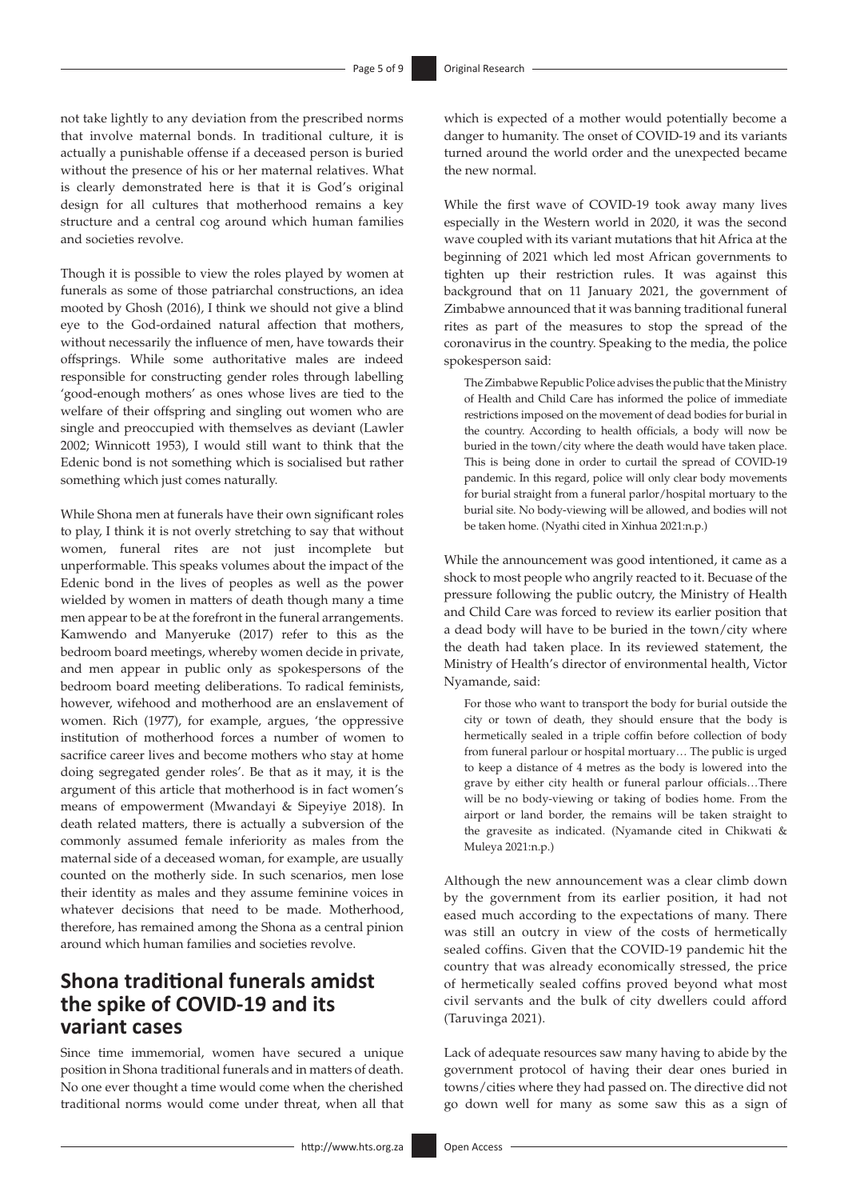not take lightly to any deviation from the prescribed norms that involve maternal bonds. In traditional culture, it is actually a punishable offense if a deceased person is buried without the presence of his or her maternal relatives. What is clearly demonstrated here is that it is God's original design for all cultures that motherhood remains a key structure and a central cog around which human families and societies revolve.

Though it is possible to view the roles played by women at funerals as some of those patriarchal constructions, an idea mooted by Ghosh (2016), I think we should not give a blind eye to the God-ordained natural affection that mothers, without necessarily the influence of men, have towards their offsprings. While some authoritative males are indeed responsible for constructing gender roles through labelling 'good-enough mothers' as ones whose lives are tied to the welfare of their offspring and singling out women who are single and preoccupied with themselves as deviant (Lawler 2002; Winnicott 1953), I would still want to think that the Edenic bond is not something which is socialised but rather something which just comes naturally.

While Shona men at funerals have their own significant roles to play, I think it is not overly stretching to say that without women, funeral rites are not just incomplete but unperformable. This speaks volumes about the impact of the Edenic bond in the lives of peoples as well as the power wielded by women in matters of death though many a time men appear to be at the forefront in the funeral arrangements. Kamwendo and Manyeruke (2017) refer to this as the bedroom board meetings, whereby women decide in private, and men appear in public only as spokespersons of the bedroom board meeting deliberations. To radical feminists, however, wifehood and motherhood are an enslavement of women. Rich (1977), for example, argues, 'the oppressive institution of motherhood forces a number of women to sacrifice career lives and become mothers who stay at home doing segregated gender roles'. Be that as it may, it is the argument of this article that motherhood is in fact women's means of empowerment (Mwandayi & Sipeyiye 2018). In death related matters, there is actually a subversion of the commonly assumed female inferiority as males from the maternal side of a deceased woman, for example, are usually counted on the motherly side. In such scenarios, men lose their identity as males and they assume feminine voices in whatever decisions that need to be made. Motherhood, therefore, has remained among the Shona as a central pinion around which human families and societies revolve.

## Shona traditional funerals amidst the spike of COVID-19 and its variant cases

Since time immemorial, women have secured a unique position in Shona traditional funerals and in matters of death. No one ever thought a time would come when the cherished traditional norms would come under threat, when all that which is expected of a mother would potentially become a danger to humanity. The onset of COVID-19 and its variants turned around the world order and the unexpected became the new normal.

While the first wave of COVID-19 took away many lives especially in the Western world in 2020, it was the second wave coupled with its variant mutations that hit Africa at the beginning of 2021 which led most African governments to tighten up their restriction rules. It was against this background that on 11 January 2021, the government of Zimbabwe announced that it was banning traditional funeral rites as part of the measures to stop the spread of the coronavirus in the country. Speaking to the media, the police spokesperson said:

> The Zimbabwe Republic Police advises the public that the Ministry of Health and Child Care has informed the police of immediate restrictions imposed on the movement of dead bodies for burial in the country. According to health officials, a body will now be buried in the town/city where the death would have taken place. This is being done in order to curtail the spread of COVID-19 pandemic. In this regard, police will only clear body movements for burial straight from a funeral parlor/hospital mortuary to the burial site. No body-viewing will be allowed, and bodies will not be taken home. (Nyathi cited in Xinhua 2021:n.p.)

While the announcement was good intentioned, it came as a shock to most people who angrily reacted to it. Becuase of the pressure following the public outcry, the Ministry of Health and Child Care was forced to review its earlier position that a dead body will have to be buried in the town/city where the death had taken place. In its reviewed statement, the Ministry of Health's director of environmental health, Victor Nyamande, said:

> For those who want to transport the body for burial outside the city or town of death, they should ensure that the body is hermetically sealed in a triple coffin before collection of body from funeral parlour or hospital mortuary… The public is urged to keep a distance of 4 metres as the body is lowered into the grave by either city health or funeral parlour officials…There will be no body-viewing or taking of bodies home. From the airport or land border, the remains will be taken straight to the gravesite as indicated. (Nyamande cited in Chikwati & Muleya 2021:n.p.)

Although the new announcement was a clear climb down by the government from its earlier position, it had not eased much according to the expectations of many. There was still an outcry in view of the costs of hermetically sealed coffins. Given that the COVID-19 pandemic hit the country that was already economically stressed, the price of hermetically sealed coffins proved beyond what most civil servants and the bulk of city dwellers could afford (Taruvinga 2021).

Lack of adequate resources saw many having to abide by the government protocol of having their dear ones buried in towns/cities where they had passed on. The directive did not go down well for many as some saw this as a sign of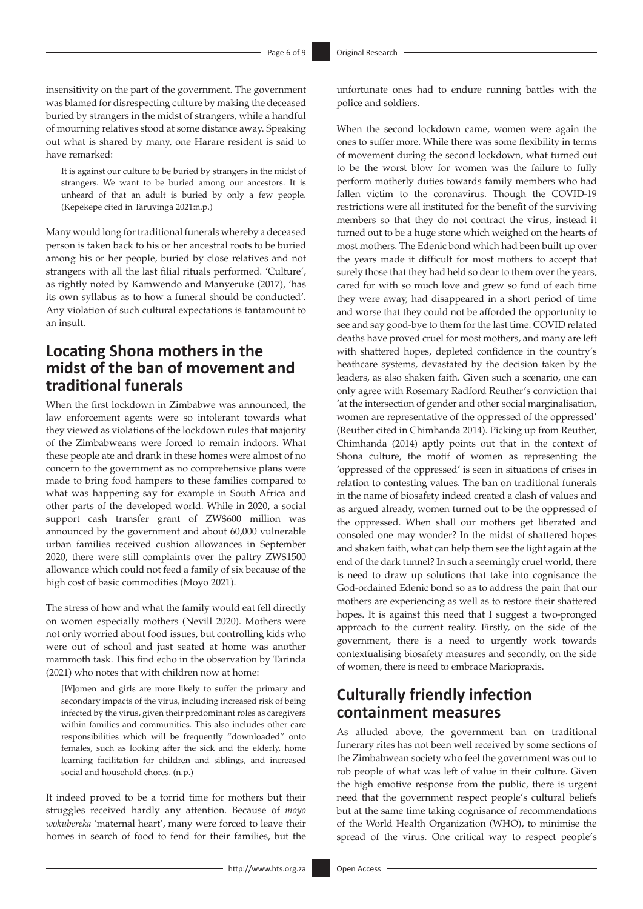insensitivity on the part of the government. The government was blamed for disrespecting culture by making the deceased buried by strangers in the midst of strangers, while a handful of mourning relatives stood at some distance away. Speaking out what is shared by many, one Harare resident is said to have remarked:

> It is against our culture to be buried by strangers in the midst of strangers. We want to be buried among our ancestors. It is unheard of that an adult is buried by only a few people. (Kepekepe cited in Taruvinga 2021:n.p.)

Many would long for traditional funerals whereby a deceased person is taken back to his or her ancestral roots to be buried among his or her people, buried by close relatives and not strangers with all the last filial rituals performed. 'Culture', as rightly noted by Kamwendo and Manyeruke (2017), 'has its own syllabus as to how a funeral should be conducted'. Any violation of such cultural expectations is tantamount to an insult.

## Locating Shona mothers in the midst of the ban of movement and traditional funerals

When the first lockdown in Zimbabwe was announced, the law enforcement agents were so intolerant towards what they viewed as violations of the lockdown rules that majority of the Zimbabweans were forced to remain indoors. What these people ate and drank in these homes were almost of no concern to the government as no comprehensive plans were made to bring food hampers to these families compared to what was happening say for example in South Africa and other parts of the developed world. While in 2020, a social support cash transfer grant of ZW$600 million was announced by the government and about 60,000 vulnerable urban families received cushion allowances in September 2020, there were still complaints over the paltry ZW$1500 allowance which could not feed a family of six because of the high cost of basic commodities (Moyo 2021).

The stress of how and what the family would eat fell directly on women especially mothers (Nevill 2020). Mothers were not only worried about food issues, but controlling kids who were out of school and just seated at home was another mammoth task. This find echo in the observation by Tarinda (2021) who notes that with children now at home:

> [*W*]omen and girls are more likely to suffer the primary and secondary impacts of the virus, including increased risk of being infected by the virus, given their predominant roles as caregivers within families and communities. This also includes other care responsibilities which will be frequently "downloaded" onto females, such as looking after the sick and the elderly, home learning facilitation for children and siblings, and increased social and household chores. (n.p.)

It indeed proved to be a torrid time for mothers but their struggles received hardly any attention. Because of *moyo wokubereka* 'maternal heart', many were forced to leave their homes in search of food to fend for their families, but the unfortunate ones had to endure running battles with the police and soldiers.

When the second lockdown came, women were again the ones to suffer more. While there was some flexibility in terms of movement during the second lockdown, what turned out to be the worst blow for women was the failure to fully perform motherly duties towards family members who had fallen victim to the coronavirus. Though the COVID-19 restrictions were all instituted for the benefit of the surviving members so that they do not contract the virus, instead it turned out to be a huge stone which weighed on the hearts of most mothers. The Edenic bond which had been built up over the years made it difficult for most mothers to accept that surely those that they had held so dear to them over the years, cared for with so much love and grew so fond of each time they were away, had disappeared in a short period of time and worse that they could not be afforded the opportunity to see and say good-bye to them for the last time. COVID related deaths have proved cruel for most mothers, and many are left with shattered hopes, depleted confidence in the country's heathcare systems, devastated by the decision taken by the leaders, as also shaken faith. Given such a scenario, one can only agree with Rosemary Radford Reuther's conviction that 'at the intersection of gender and other social marginalisation, women are representative of the oppressed of the oppressed' (Reuther cited in Chimhanda 2014). Picking up from Reuther, Chimhanda (2014) aptly points out that in the context of Shona culture, the motif of women as representing the 'oppressed of the oppressed' is seen in situations of crises in relation to contesting values. The ban on traditional funerals in the name of biosafety indeed created a clash of values and as argued already, women turned out to be the oppressed of the oppressed. When shall our mothers get liberated and consoled one may wonder? In the midst of shattered hopes and shaken faith, what can help them see the light again at the end of the dark tunnel? In such a seemingly cruel world, there is need to draw up solutions that take into cognisance the God-ordained Edenic bond so as to address the pain that our mothers are experiencing as well as to restore their shattered hopes. It is against this need that I suggest a two-pronged approach to the current reality. Firstly, on the side of the government, there is a need to urgently work towards contextualising biosafety measures and secondly, on the side of women, there is need to embrace Mariopraxis.

## Culturally friendly infection containment measures

As alluded above, the government ban on traditional funerary rites has not been well received by some sections of the Zimbabwean society who feel the government was out to rob people of what was left of value in their culture. Given the high emotive response from the public, there is urgent need that the government respect people's cultural beliefs but at the same time taking cognisance of recommendations of the World Health Organization (WHO), to minimise the spread of the virus. One critical way to respect people's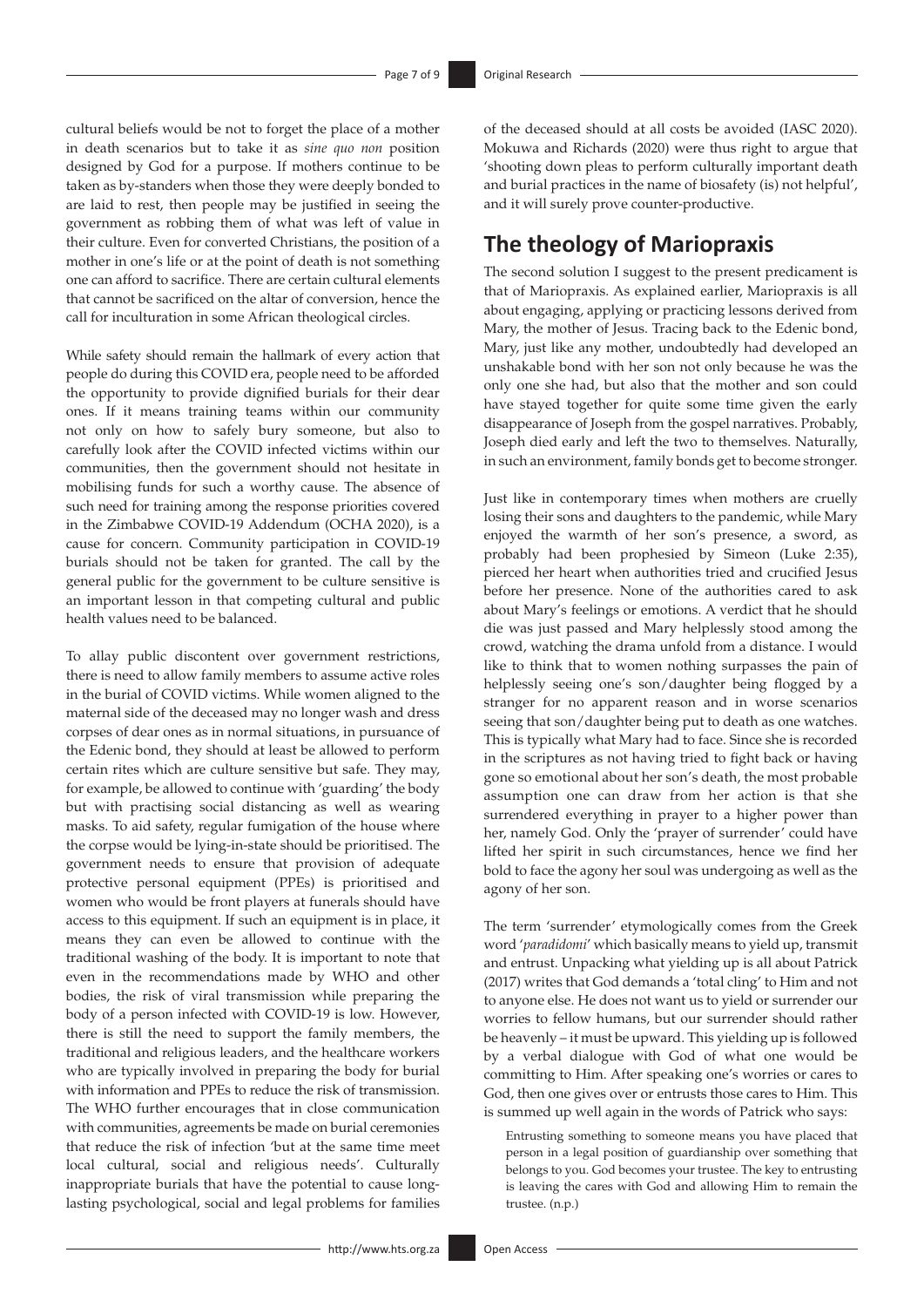cultural beliefs would be not to forget the place of a mother in death scenarios but to take it as *sine quo non* position designed by God for a purpose. If mothers continue to be taken as by-standers when those they were deeply bonded to are laid to rest, then people may be justified in seeing the government as robbing them of what was left of value in their culture. Even for converted Christians, the position of a mother in one's life or at the point of death is not something one can afford to sacrifice. There are certain cultural elements that cannot be sacrificed on the altar of conversion, hence the call for inculturation in some African theological circles.

While safety should remain the hallmark of every action that people do during this COVID era, people need to be afforded the opportunity to provide dignified burials for their dear ones. If it means training teams within our community not only on how to safely bury someone, but also to carefully look after the COVID infected victims within our communities, then the government should not hesitate in mobilising funds for such a worthy cause. The absence of such need for training among the response priorities covered in the Zimbabwe COVID-19 Addendum (OCHA 2020), is a cause for concern. Community participation in COVID-19 burials should not be taken for granted. The call by the general public for the government to be culture sensitive is an important lesson in that competing cultural and public health values need to be balanced.

To allay public discontent over government restrictions, there is need to allow family members to assume active roles in the burial of COVID victims. While women aligned to the maternal side of the deceased may no longer wash and dress corpses of dear ones as in normal situations, in pursuance of the Edenic bond, they should at least be allowed to perform certain rites which are culture sensitive but safe. They may, for example, be allowed to continue with 'guarding' the body but with practising social distancing as well as wearing masks. To aid safety, regular fumigation of the house where the corpse would be lying-in-state should be prioritised. The government needs to ensure that provision of adequate protective personal equipment (PPEs) is prioritised and women who would be front players at funerals should have access to this equipment. If such an equipment is in place, it means they can even be allowed to continue with the traditional washing of the body. It is important to note that even in the recommendations made by WHO and other bodies, the risk of viral transmission while preparing the body of a person infected with COVID-19 is low. However, there is still the need to support the family members, the traditional and religious leaders, and the healthcare workers who are typically involved in preparing the body for burial with information and PPEs to reduce the risk of transmission. The WHO further encourages that in close communication with communities, agreements be made on burial ceremonies that reduce the risk of infection 'but at the same time meet local cultural, social and religious needs'. Culturally inappropriate burials that have the potential to cause long-lasting psychological, social and legal problems for families of the deceased should at all costs be avoided (IASC 2020). Mokuwa and Richards (2020) were thus right to argue that 'shooting down pleas to perform culturally important death and burial practices in the name of biosafety (is) not helpful', and it will surely prove counter-productive.

## The theology of Mariopraxis

The second solution I suggest to the present predicament is that of Mariopraxis. As explained earlier, Mariopraxis is all about engaging, applying or practicing lessons derived from Mary, the mother of Jesus. Tracing back to the Edenic bond, Mary, just like any mother, undoubtedly had developed an unshakable bond with her son not only because he was the only one she had, but also that the mother and son could have stayed together for quite some time given the early disappearance of Joseph from the gospel narratives. Probably, Joseph died early and left the two to themselves. Naturally, in such an environment, family bonds get to become stronger.

Just like in contemporary times when mothers are cruelly losing their sons and daughters to the pandemic, while Mary enjoyed the warmth of her son's presence, a sword, as probably had been prophesied by Simeon (Luke 2:35), pierced her heart when authorities tried and crucified Jesus before her presence. None of the authorities cared to ask about Mary's feelings or emotions. A verdict that he should die was just passed and Mary helplessly stood among the crowd, watching the drama unfold from a distance. I would like to think that to women nothing surpasses the pain of helplessly seeing one's son/daughter being flogged by a stranger for no apparent reason and in worse scenarios seeing that son/daughter being put to death as one watches. This is typically what Mary had to face. Since she is recorded in the scriptures as not having tried to fight back or having gone so emotional about her son's death, the most probable assumption one can draw from her action is that she surrendered everything in prayer to a higher power than her, namely God. Only the 'prayer of surrender' could have lifted her spirit in such circumstances, hence we find her bold to face the agony her soul was undergoing as well as the agony of her son.

The term 'surrender' etymologically comes from the Greek word '*paradidomi*' which basically means to yield up, transmit and entrust. Unpacking what yielding up is all about Patrick (2017) writes that God demands a 'total cling' to Him and not to anyone else. He does not want us to yield or surrender our worries to fellow humans, but our surrender should rather be heavenly – it must be upward. This yielding up is followed by a verbal dialogue with God of what one would be committing to Him. After speaking one's worries or cares to God, then one gives over or entrusts those cares to Him. This is summed up well again in the words of Patrick who says:

> Entrusting something to someone means you have placed that person in a legal position of guardianship over something that belongs to you. God becomes your trustee. The key to entrusting is leaving the cares with God and allowing Him to remain the trustee. (n.p.)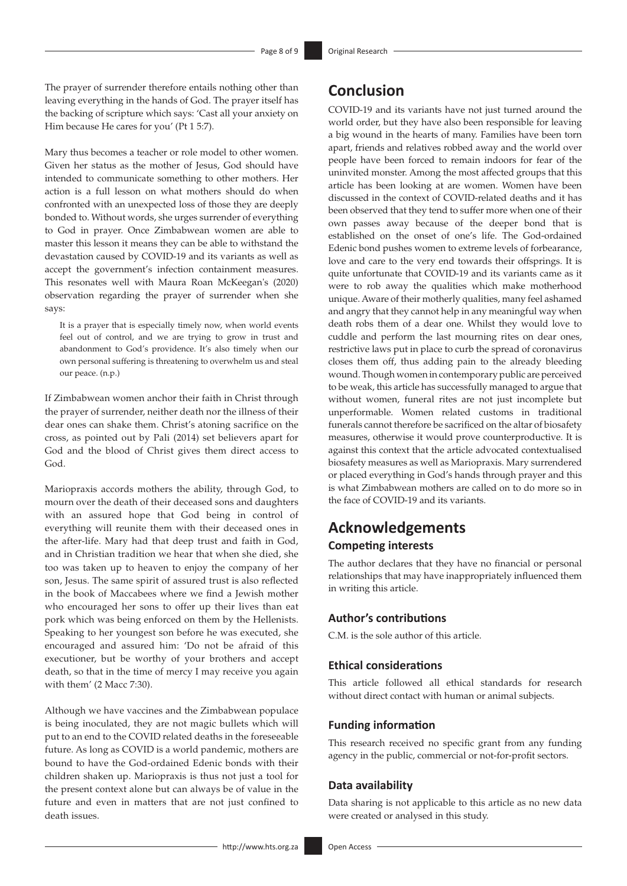The prayer of surrender therefore entails nothing other than leaving everything in the hands of God. The prayer itself has the backing of scripture which says: 'Cast all your anxiety on Him because He cares for you' (Pt 1 5:7).

Mary thus becomes a teacher or role model to other women. Given her status as the mother of Jesus, God should have intended to communicate something to other mothers. Her action is a full lesson on what mothers should do when confronted with an unexpected loss of those they are deeply bonded to. Without words, she urges surrender of everything to God in prayer. Once Zimbabwean women are able to master this lesson it means they can be able to withstand the devastation caused by COVID-19 and its variants as well as accept the government's infection containment measures. This resonates well with Maura Roan McKeegan's (2020) observation regarding the prayer of surrender when she says:

> It is a prayer that is especially timely now, when world events feel out of control, and we are trying to grow in trust and abandonment to God's providence. It's also timely when our own personal suffering is threatening to overwhelm us and steal our peace. (n.p.)

If Zimbabwean women anchor their faith in Christ through the prayer of surrender, neither death nor the illness of their dear ones can shake them. Christ's atoning sacrifice on the cross, as pointed out by Pali (2014) set believers apart for God and the blood of Christ gives them direct access to God.

Mariopraxis accords mothers the ability, through God, to mourn over the death of their deceased sons and daughters with an assured hope that God being in control of everything will reunite them with their deceased ones in the after-life. Mary had that deep trust and faith in God, and in Christian tradition we hear that when she died, she too was taken up to heaven to enjoy the company of her son, Jesus. The same spirit of assured trust is also reflected in the book of Maccabees where we find a Jewish mother who encouraged her sons to offer up their lives than eat pork which was being enforced on them by the Hellenists. Speaking to her youngest son before he was executed, she encouraged and assured him: 'Do not be afraid of this executioner, but be worthy of your brothers and accept death, so that in the time of mercy I may receive you again with them' (2 Macc 7:30).

Although we have vaccines and the Zimbabwean populace is being inoculated, they are not magic bullets which will put to an end to the COVID related deaths in the foreseeable future. As long as COVID is a world pandemic, mothers are bound to have the God-ordained Edenic bonds with their children shaken up. Mariopraxis is thus not just a tool for the present context alone but can always be of value in the future and even in matters that are not just confined to death issues.

## Conclusion

COVID-19 and its variants have not just turned around the world order, but they have also been responsible for leaving a big wound in the hearts of many. Families have been torn apart, friends and relatives robbed away and the world over people have been forced to remain indoors for fear of the uninvited monster. Among the most affected groups that this article has been looking at are women. Women have been discussed in the context of COVID-related deaths and it has been observed that they tend to suffer more when one of their own passes away because of the deeper bond that is established on the onset of one's life. The God-ordained Edenic bond pushes women to extreme levels of forbearance, love and care to the very end towards their offsprings. It is quite unfortunate that COVID-19 and its variants came as it were to rob away the qualities which make motherhood unique. Aware of their motherly qualities, many feel ashamed and angry that they cannot help in any meaningful way when death robs them of a dear one. Whilst they would love to cuddle and perform the last mourning rites on dear ones, restrictive laws put in place to curb the spread of coronavirus closes them off, thus adding pain to the already bleeding wound. Though women in contemporary public are perceived to be weak, this article has successfully managed to argue that without women, funeral rites are not just incomplete but unperformable. Women related customs in traditional funerals cannot therefore be sacrificed on the altar of biosafety measures, otherwise it would prove counterproductive. It is against this context that the article advocated contextualised biosafety measures as well as Mariopraxis. Mary surrendered or placed everything in God's hands through prayer and this is what Zimbabwean mothers are called on to do more so in the face of COVID-19 and its variants.

## Acknowledgements

### Competing interests

The author declares that they have no financial or personal relationships that may have inappropriately influenced them in writing this article.

### Author's contributions

C.M. is the sole author of this article.

### Ethical considerations

This article followed all ethical standards for research without direct contact with human or animal subjects.

### Funding information

This research received no specific grant from any funding agency in the public, commercial or not-for-profit sectors.

### Data availability

Data sharing is not applicable to this article as no new data were created or analysed in this study.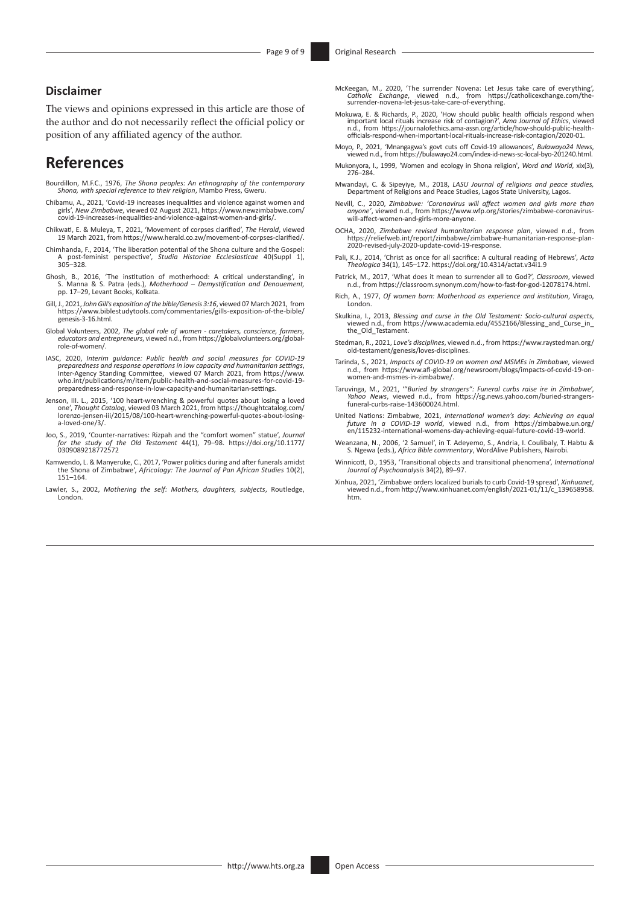## Disclaimer

The views and opinions expressed in this article are those of the author and do not necessarily reflect the official policy or position of any affiliated agency of the author.

# References

Bourdillon, M.F.C., 1976, *The Shona peoples: An ethnography of the contemporary Shona, with special reference to their religion*, Mambo Press, Gweru.

Chibamu, A., 2021, 'Covid-19 increases inequalities and violence against women and girls', *New Zimbabwe*, viewed 02 August 2021, https://www.newzimbabwe.com/covid-19-increases-inequalities-and-violence-against-women-and-girls/.

Chikwati, E. & Muleya, T., 2021, 'Movement of corpses clarified', *The Herald*, viewed 19 March 2021, from https://www.herald.co.zw/movement-of-corpses-clarified/.

Chimhanda, F., 2014, 'The liberation potential of the Shona culture and the Gospel: A post-feminist perspective', *Studia Historiae Ecclesiasticae* 40(Suppl 1), 305–328.

Ghosh, B., 2016, 'The institution of motherhood: A critical understanding', in S. Manna & S. Patra (eds.), *Motherhood – Demystification and Denouement,* pp. 17–29, Levant Books, Kolkata.

Gill, J., 2021, *John Gill's exposition of the bible/Genesis 3:16*, viewed 07 March 2021, from https://www.biblestudytools.com/commentaries/gills-exposition-of-the-bible/genesis-3-16.html.

Global Volunteers, 2002, *The global role of women - caretakers, conscience, farmers, educators and entrepreneurs*, viewed n.d., from https://globalvolunteers.org/global-role-of-women/.

IASC, 2020, *Interim guidance: Public health and social measures for COVID-19 preparedness and response operations in low capacity and humanitarian settings*, Inter-Agency Standing Committee, viewed 07 March 2021, from https://www.who.int/publications/m/item/public-health-and-social-measures-for-covid-19-preparedness-and-response-in-low-capacity-and-humanitarian-settings.

Jenson, III. L., 2015, '100 heart-wrenching & powerful quotes about losing a loved one', *Thought Catalog*, viewed 03 March 2021, from https://thoughtcatalog.com/lorenzo-jensen-iii/2015/08/100-heart-wrenching-powerful-quotes-about-losing-a-loved-one/3/.

Joo, S., 2019, 'Counter-narratives: Rizpah and the "comfort women" statue', *Journal for the study of the Old Testament* 44(1), 79–98. https://doi.org/10.1177/0309089218772572

Kamwendo, L. & Manyeruke, C., 2017, 'Power politics during and after funerals amidst the Shona of Zimbabwe', *Africology: The Journal of Pan African Studies* 10(2), 151–164.

Lawler, S., 2002, *Mothering the self: Mothers, daughters, subjects*, Routledge, London.

McKeegan, M., 2020, 'The surrender Novena: Let Jesus take care of everything', *Catholic Exchange*, viewed n.d., from https://catholicexchange.com/the-surrender-novena-let-jesus-take-care-of-everything.

Mokuwa, E. & Richards, P., 2020, 'How should public health officials respond when important local rituals increase risk of contagion?', *Ama Journal of Ethics*, viewed n.d., from https://journalofethics.ama-assn.org/article/how-should-public-health-officials-respond-when-important-local-rituals-increase-risk-contagion/2020-01.

Moyo, P., 2021, 'Mnangagwa's govt cuts off Covid-19 allowances', *Bulawayo24 News*, viewed n.d., from https://bulawayo24.com/index-id-news-sc-local-byo-201240.html.

Mukonyora, I., 1999, 'Women and ecology in Shona religion', *Word and World*, xix(3), 276–284.

Mwandayi, C. & Sipeyiye, M., 2018, *LASU Journal of religions and peace studies,* Department of Religions and Peace Studies, Lagos State University, Lagos.

Nevill, C., 2020, *Zimbabwe: 'Coronavirus will affect women and girls more than anyone'*, viewed n.d., from https://www.wfp.org/stories/zimbabwe-coronavirus-will-affect-women-and-girls-more-anyone.

OCHA, 2020, *Zimbabwe revised humanitarian response plan*, viewed n.d., from https://reliefweb.int/report/zimbabwe/zimbabwe-humanitarian-response-plan-2020-revised-july-2020-update-covid-19-response.

Pali, K.J., 2014, 'Christ as once for all sacrifice: A cultural reading of Hebrews', *Acta Theologica* 34(1), 145–172. https://doi.org/10.4314/actat.v34i1.9

Patrick, M., 2017, 'What does it mean to surrender all to God?', *Classroom*, viewed n.d., from https://classroom.synonym.com/how-to-fast-for-god-12078174.html.

Rich, A., 1977, *Of women born: Motherhood as experience and institution*, Virago, London.

Skulkina, I., 2013, *Blessing and curse in the Old Testament: Socio-cultural aspects*, viewed n.d., from https://www.academia.edu/4552166/Blessing_and_Curse_in_the_Old_Testament.

Stedman, R., 2021, *Love's disciplines*, viewed n.d., from https://www.raystedman.org/old-testament/genesis/loves-disciplines.

Tarinda, S., 2021, *Impacts of COVID-19 on women and MSMEs in Zimbabwe,* viewed n.d., from https://www.afi-global.org/newsroom/blogs/impacts-of-covid-19-on-women-and-msmes-in-zimbabwe/.

Taruvinga, M., 2021, '"*Buried by strangers": Funeral curbs raise ire in Zimbabwe*', *Yahoo News*, viewed n.d., from https://sg.news.yahoo.com/buried-strangers-funeral-curbs-raise-143600024.html.

United Nations: Zimbabwe, 2021, *International women's day: Achieving an equal future in a COVID-19 world*, viewed n.d., from https://zimbabwe.un.org/en/115232-international-womens-day-achieving-equal-future-covid-19-world.

Weanzana, N., 2006, '2 Samuel', in T. Adeyemo, S., Andria, I. Coulibaly, T. Habtu & S. Ngewa (eds.), *Africa Bible commentary*, WordAlive Publishers, Nairobi.

Winnicott, D., 1953, 'Transitional objects and transitional phenomena', *International Journal of Psychoanalysis* 34(2), 89–97.

Xinhua, 2021, 'Zimbabwe orders localized burials to curb Covid-19 spread', *Xinhuanet*, viewed n.d., from http://www.xinhuanet.com/english/2021-01/11/c_139658958.htm.